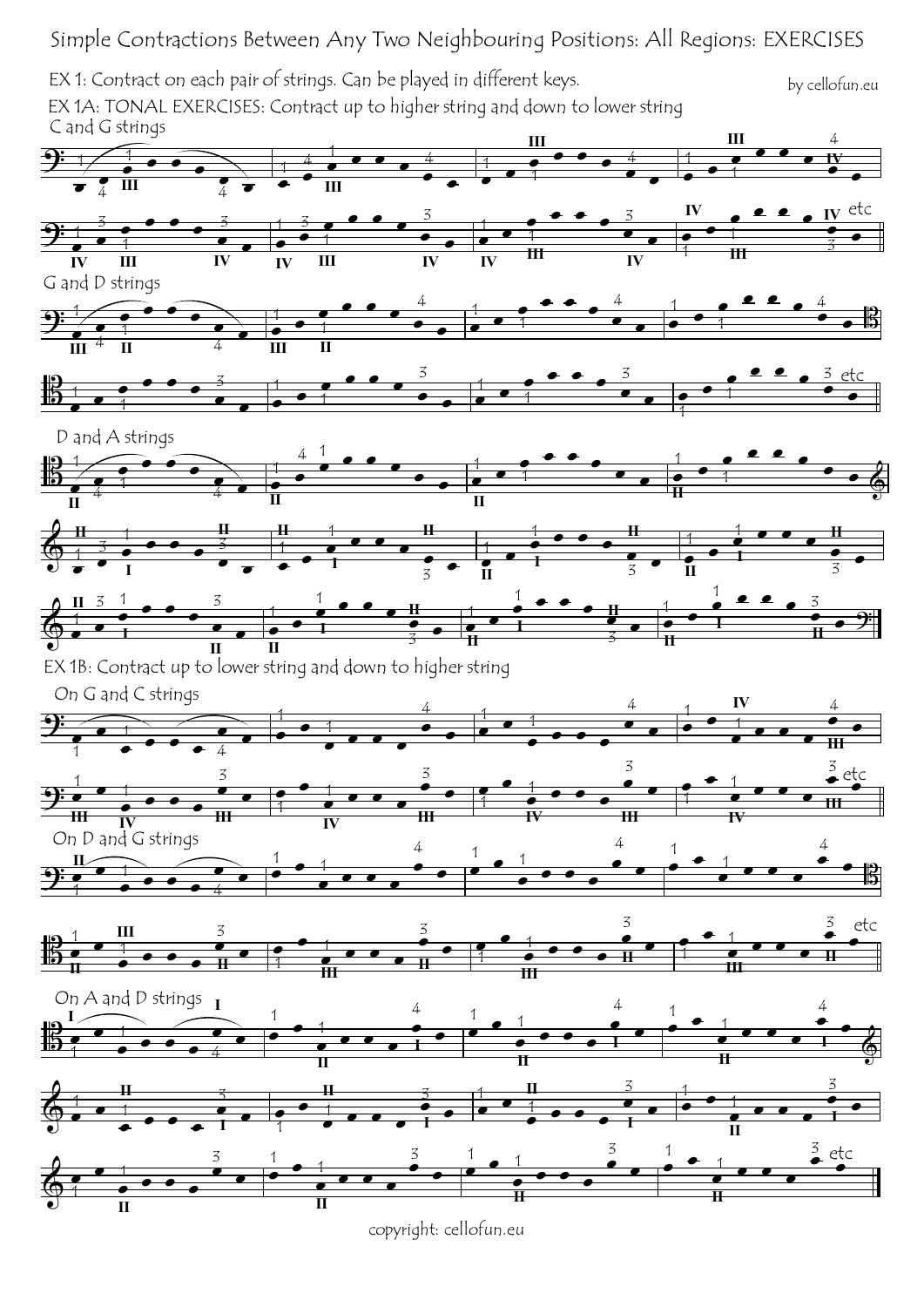# Simple Contractions Between Any Two Neighbouring Positions: All Regions: EXERCISES

by cellofun.eu

EX 1: Contract on each pair of strings. Can be played in different keys.

EX 1A: TONAL EXERCISES: Contract up to higher string and down to lower string

C and G strings

G and D strings

D and A strings

EX 1B: Contract up to lower string and down to higher string

On G and C strings

On D and G strings

On A and D strings

copyright: cellofun.eu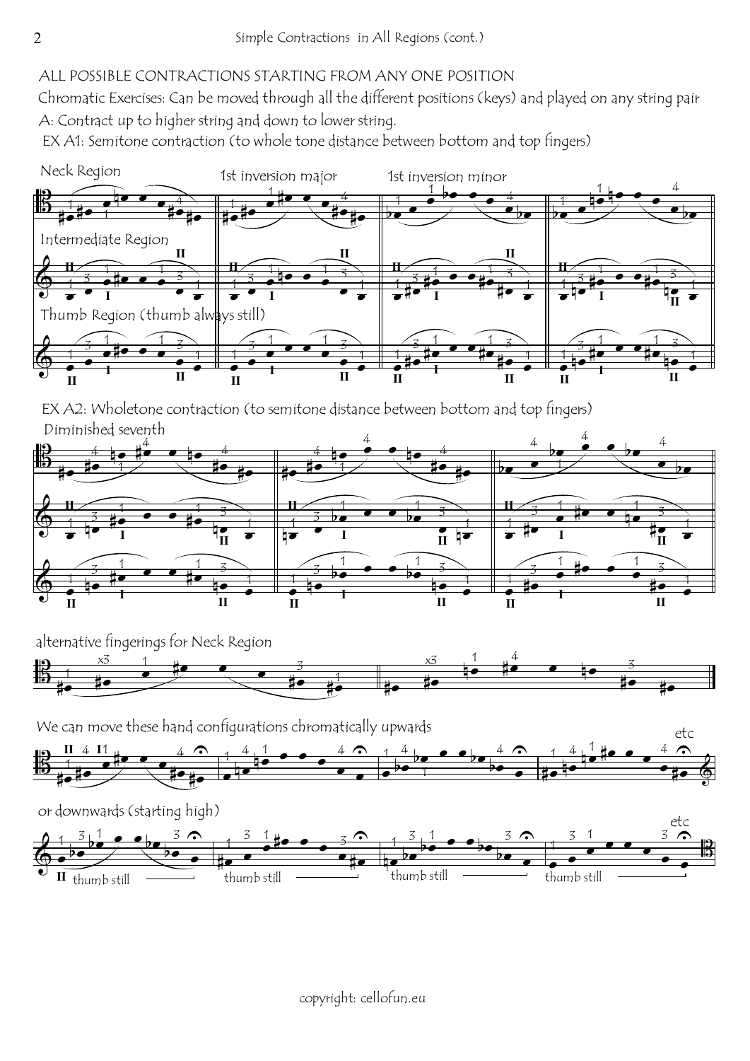ALL POSSIBLE CONTRACTIONS STARTING FROM ANY ONE POSITION

Chromatic Exercises: Can be moved through all the different positions (keys) and played on any string pair

A: Contract up to higher string and down to lower string.

EX A1: Semitone contraction (to whole tone distance between bottom and top fingers)

Neck Region

1st inversion major

1st inversion minor

Intermediate Region

Thumb Region (thumb always still)

EX A2: Wholetone contraction (to semitone distance between bottom and top fingers)

Diminished seventh

alternative fingerings for Neck Region

We can move these hand configurations chromatically upwards

etc

or downwards (starting high)

etc

thumb still

thumb still

thumb still

thumb still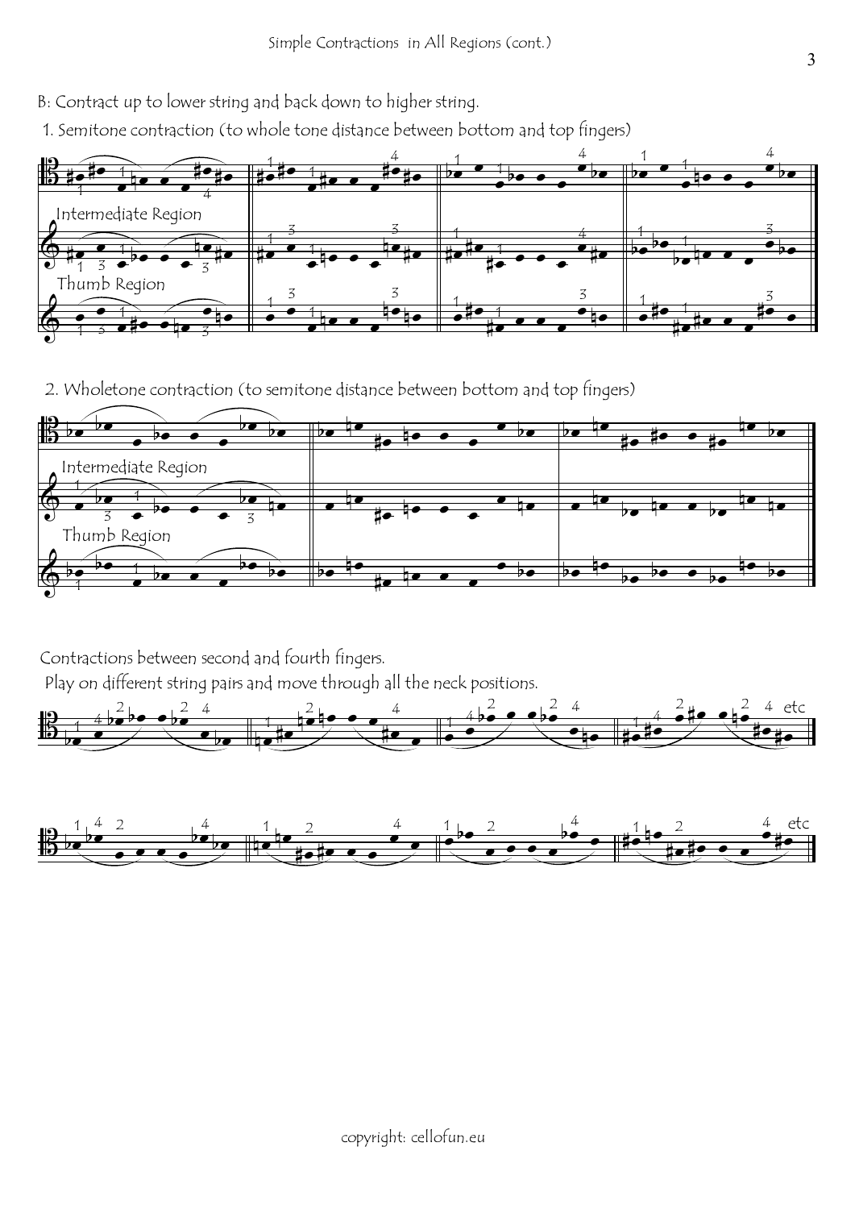B: Contract up to lower string and back down to higher string.

1. Semitone contraction (to whole tone distance between bottom and top fingers)

Intermediate Region

Thumb Region

2. Wholetone contraction (to semitone distance between bottom and top fingers)

Intermediate Region

Thumb Region

Contractions between second and fourth fingers.

Play on different string pairs and move through all the neck positions.

copyright: cellofun.eu